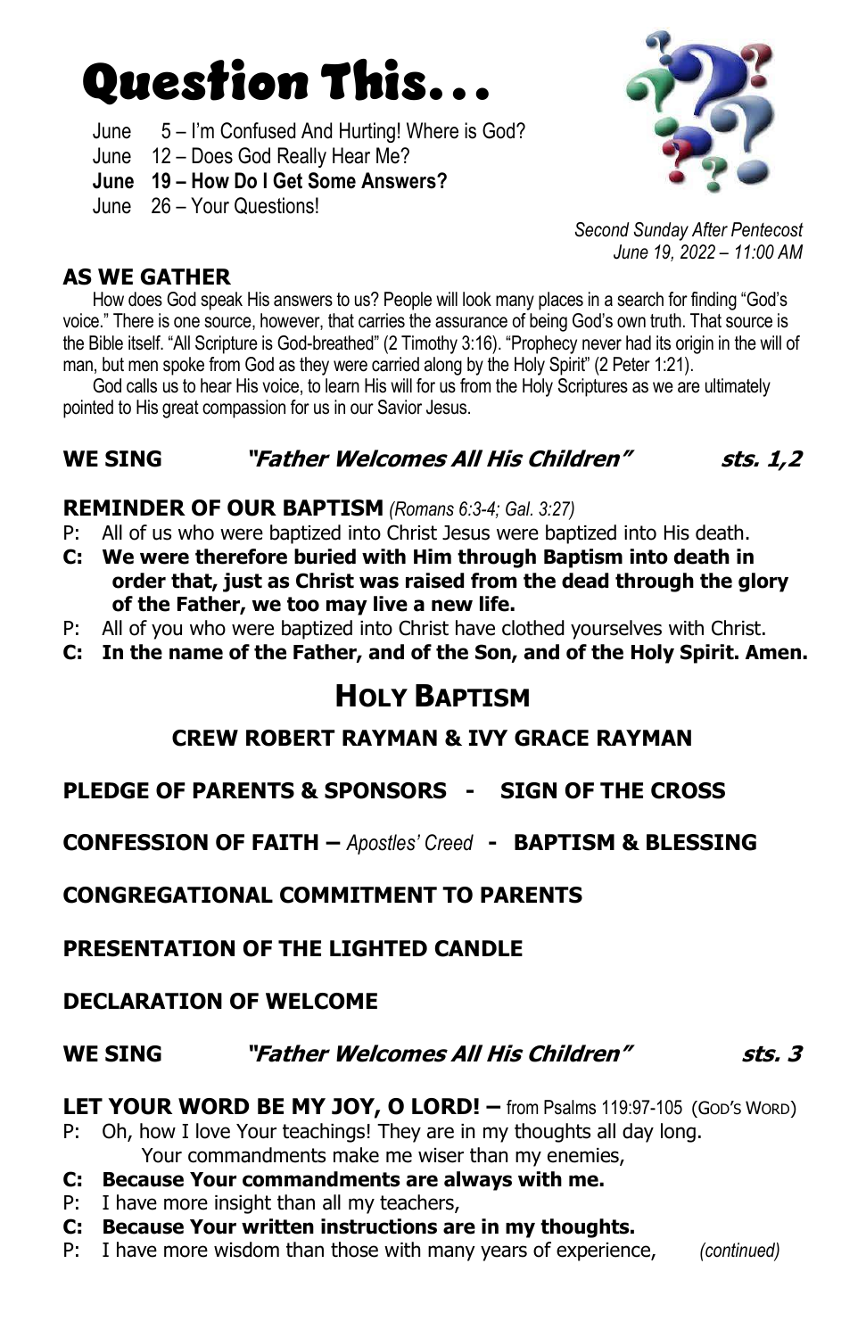# Question This…

June 5 – I'm Confused And Hurting! Where is God?
June 12 – Does God Really Hear Me?
**June 19 – How Do I Get Some Answers?**
June 26 – Your Questions!

*Second Sunday After Pentecost*
*June 19, 2022 – 11:00 AM*

## AS WE GATHER

How does God speak His answers to us? People will look many places in a search for finding "God's voice." There is one source, however, that carries the assurance of being God's own truth. That source is the Bible itself. "All Scripture is God-breathed" (2 Timothy 3:16). "Prophecy never had its origin in the will of man, but men spoke from God as they were carried along by the Holy Spirit" (2 Peter 1:21).

God calls us to hear His voice, to learn His will for us from the Holy Scriptures as we are ultimately pointed to His great compassion for us in our Savior Jesus.

## WE SING *"Father Welcomes All His Children"* sts. 1,2

## REMINDER OF OUR BAPTISM *(Romans 6:3-4; Gal. 3:27)*

P: All of us who were baptized into Christ Jesus were baptized into His death.
**C: We were therefore buried with Him through Baptism into death in order that, just as Christ was raised from the dead through the glory of the Father, we too may live a new life.**
P: All of you who were baptized into Christ have clothed yourselves with Christ.
**C: In the name of the Father, and of the Son, and of the Holy Spirit. Amen.**

# HOLY BAPTISM

## CREW ROBERT RAYMAN & IVY GRACE RAYMAN

## PLEDGE OF PARENTS & SPONSORS - SIGN OF THE CROSS

## CONFESSION OF FAITH – *Apostles' Creed* - BAPTISM & BLESSING

## CONGREGATIONAL COMMITMENT TO PARENTS

## PRESENTATION OF THE LIGHTED CANDLE

## DECLARATION OF WELCOME

## WE SING *"Father Welcomes All His Children"* sts. 3

## LET YOUR WORD BE MY JOY, O LORD! – from Psalms 119:97-105 (GOD'S WORD)

P: Oh, how I love Your teachings! They are in my thoughts all day long.
Your commandments make me wiser than my enemies,
**C: Because Your commandments are always with me.**
P: I have more insight than all my teachers,
**C: Because Your written instructions are in my thoughts.**
P: I have more wisdom than those with many years of experience, *(continued)*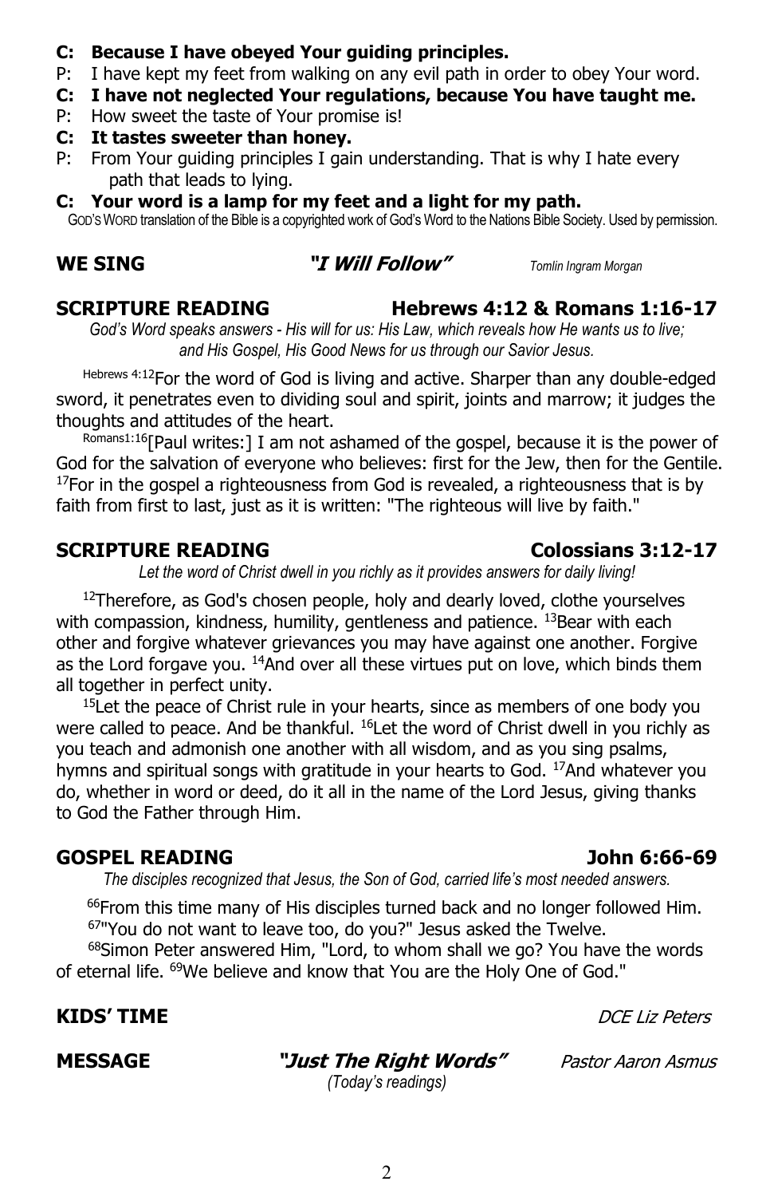**C: Because I have obeyed Your guiding principles.**
P: I have kept my feet from walking on any evil path in order to obey Your word.
**C: I have not neglected Your regulations, because You have taught me.**
P: How sweet the taste of Your promise is!
**C: It tastes sweeter than honey.**
P: From Your guiding principles I gain understanding. That is why I hate every path that leads to lying.
**C: Your word is a lamp for my feet and a light for my path.**

GOD'S WORD translation of the Bible is a copyrighted work of God's Word to the Nations Bible Society. Used by permission.

**WE SING** ***"I Will Follow"*** *Tomlin Ingram Morgan*

## SCRIPTURE READING Hebrews 4:12 & Romans 1:16-17

*God's Word speaks answers - His will for us: His Law, which reveals how He wants us to live; and His Gospel, His Good News for us through our Savior Jesus.*

[Hebrews 4:12]For the word of God is living and active. Sharper than any double-edged sword, it penetrates even to dividing soul and spirit, joints and marrow; it judges the thoughts and attitudes of the heart.

[Romans1:16][Paul writes:] I am not ashamed of the gospel, because it is the power of God for the salvation of everyone who believes: first for the Jew, then for the Gentile. [17]For in the gospel a righteousness from God is revealed, a righteousness that is by faith from first to last, just as it is written: "The righteous will live by faith."

## SCRIPTURE READING Colossians 3:12-17

*Let the word of Christ dwell in you richly as it provides answers for daily living!*

[12]Therefore, as God's chosen people, holy and dearly loved, clothe yourselves with compassion, kindness, humility, gentleness and patience. [13]Bear with each other and forgive whatever grievances you may have against one another. Forgive as the Lord forgave you. [14]And over all these virtues put on love, which binds them all together in perfect unity.

[15]Let the peace of Christ rule in your hearts, since as members of one body you were called to peace. And be thankful. [16]Let the word of Christ dwell in you richly as you teach and admonish one another with all wisdom, and as you sing psalms, hymns and spiritual songs with gratitude in your hearts to God. [17]And whatever you do, whether in word or deed, do it all in the name of the Lord Jesus, giving thanks to God the Father through Him.

## GOSPEL READING John 6:66-69

*The disciples recognized that Jesus, the Son of God, carried life's most needed answers.*

[66]From this time many of His disciples turned back and no longer followed Him. [67]"You do not want to leave too, do you?" Jesus asked the Twelve.

[68]Simon Peter answered Him, "Lord, to whom shall we go? You have the words of eternal life. [69]We believe and know that You are the Holy One of God."

**KIDS' TIME** *DCE Liz Peters*

**MESSAGE** ***"Just The Right Words"*** *Pastor Aaron Asmus*
*(Today's readings)*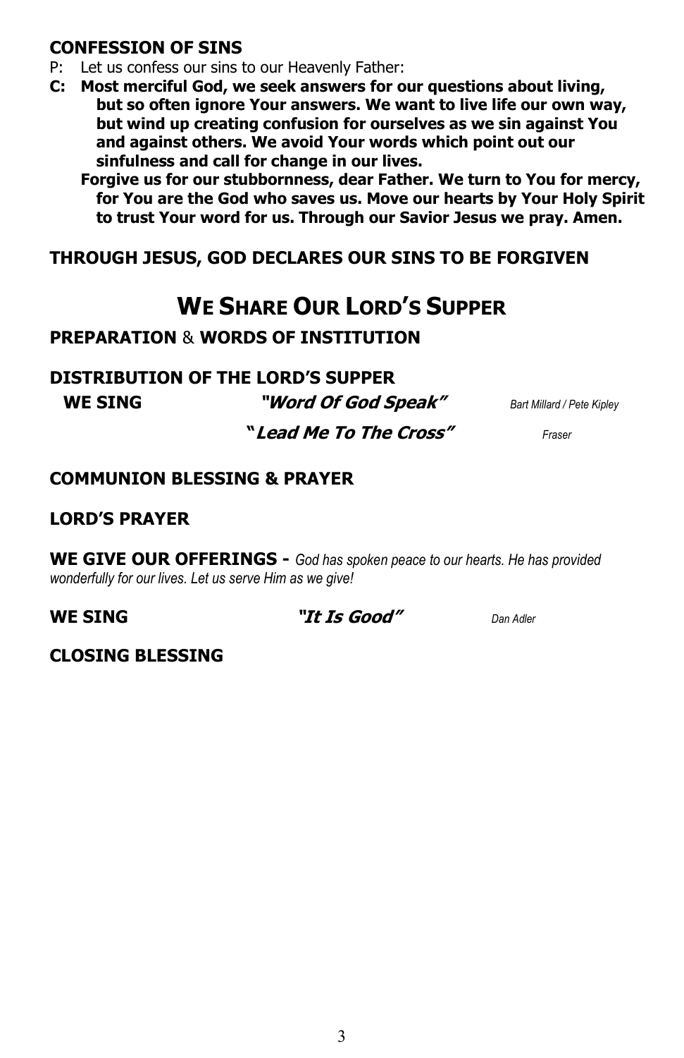**CONFESSION OF SINS**

P: Let us confess our sins to our Heavenly Father:

**C: Most merciful God, we seek answers for our questions about living, but so often ignore Your answers. We want to live life our own way, but wind up creating confusion for ourselves as we sin against You and against others. We avoid Your words which point out our sinfulness and call for change in our lives.**

**Forgive us for our stubbornness, dear Father. We turn to You for mercy, for You are the God who saves us. Move our hearts by Your Holy Spirit to trust Your word for us. Through our Savior Jesus we pray. Amen.**

**THROUGH JESUS, GOD DECLARES OUR SINS TO BE FORGIVEN**

# WE SHARE OUR LORD'S SUPPER

**PREPARATION** & **WORDS OF INSTITUTION**

**DISTRIBUTION OF THE LORD'S SUPPER**

**WE SING** ***"Word Of God Speak"*** *Bart Millard / Pete Kipley*

***"Lead Me To The Cross"*** *Fraser*

**COMMUNION BLESSING & PRAYER**

**LORD'S PRAYER**

**WE GIVE OUR OFFERINGS -** *God has spoken peace to our hearts. He has provided wonderfully for our lives. Let us serve Him as we give!*

**WE SING** ***"It Is Good"*** *Dan Adler*

**CLOSING BLESSING**